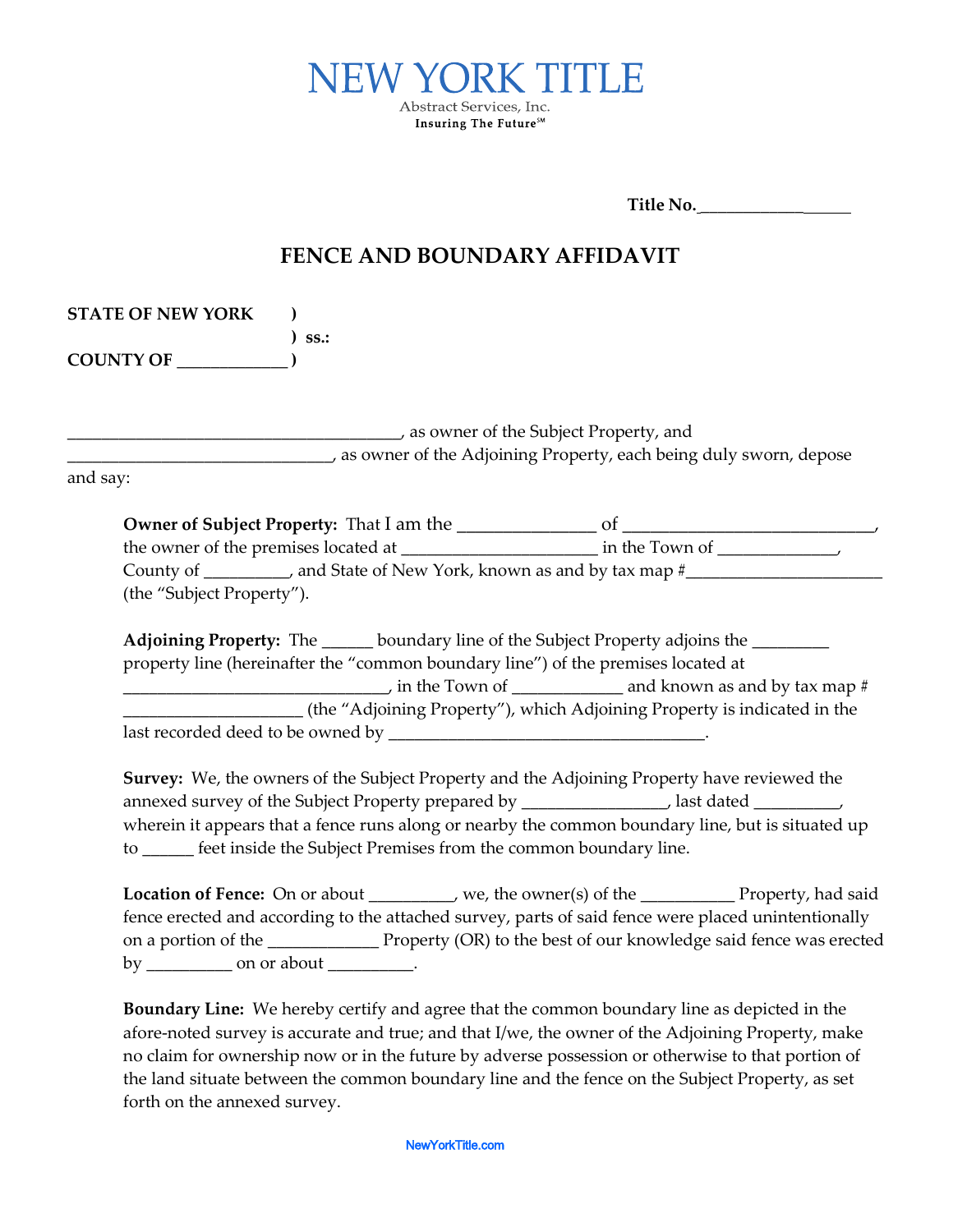NEW YORK TITLE

Abstract Services, Inc.

Insuring The Future℠

**Title No.\_\_\_\_\_\_\_\_\_\_\_\_\_\_\_\_\_\_**

# FENCE AND BOUNDARY AFFIDAVIT

**STATE OF NEW YORK )**
**) ss.:**
**COUNTY OF \_\_\_\_\_\_\_\_\_\_\_\_\_ )**

\_\_\_\_\_\_\_\_\_\_\_\_\_\_\_\_\_\_\_\_\_\_\_\_\_\_\_\_\_\_\_\_\_\_\_\_\_\_\_, as owner of the Subject Property, and \_\_\_\_\_\_\_\_\_\_\_\_\_\_\_\_\_\_\_\_\_\_\_\_\_\_\_\_\_\_\_, as owner of the Adjoining Property, each being duly sworn, depose and say:

**Owner of Subject Property:** That I am the \_\_\_\_\_\_\_\_\_\_\_\_\_\_\_\_ of \_\_\_\_\_\_\_\_\_\_\_\_\_\_\_\_\_\_\_\_\_\_\_\_\_\_\_\_\_, the owner of the premises located at \_\_\_\_\_\_\_\_\_\_\_\_\_\_\_\_\_\_\_\_\_\_\_ in the Town of \_\_\_\_\_\_\_\_\_\_\_\_\_\_, County of \_\_\_\_\_\_\_\_\_\_, and State of New York, known as and by tax map #\_\_\_\_\_\_\_\_\_\_\_\_\_\_\_\_\_\_\_\_\_\_\_\_ (the "Subject Property").

**Adjoining Property:** The \_\_\_\_\_\_ boundary line of the Subject Property adjoins the \_\_\_\_\_\_\_\_\_ property line (hereinafter the "common boundary line") of the premises located at \_\_\_\_\_\_\_\_\_\_\_\_\_\_\_\_\_\_\_\_\_\_\_\_\_\_\_\_\_\_\_, in the Town of \_\_\_\_\_\_\_\_\_\_\_\_\_ and known as and by tax map # \_\_\_\_\_\_\_\_\_\_\_\_\_\_\_\_\_\_\_\_\_ (the "Adjoining Property"), which Adjoining Property is indicated in the last recorded deed to be owned by \_\_\_\_\_\_\_\_\_\_\_\_\_\_\_\_\_\_\_\_\_\_\_\_\_\_\_\_\_\_\_\_\_\_\_\_\_\_.

**Survey:** We, the owners of the Subject Property and the Adjoining Property have reviewed the annexed survey of the Subject Property prepared by \_\_\_\_\_\_\_\_\_\_\_\_\_\_\_\_\_, last dated \_\_\_\_\_\_\_\_\_\_, wherein it appears that a fence runs along or nearby the common boundary line, but is situated up to \_\_\_\_\_\_ feet inside the Subject Premises from the common boundary line.

**Location of Fence:** On or about \_\_\_\_\_\_\_\_\_\_, we, the owner(s) of the \_\_\_\_\_\_\_\_\_\_\_ Property, had said fence erected and according to the attached survey, parts of said fence were placed unintentionally on a portion of the \_\_\_\_\_\_\_\_\_\_\_\_\_ Property (OR) to the best of our knowledge said fence was erected by \_\_\_\_\_\_\_\_\_\_ on or about \_\_\_\_\_\_\_\_\_\_.

**Boundary Line:** We hereby certify and agree that the common boundary line as depicted in the afore-noted survey is accurate and true; and that I/we, the owner of the Adjoining Property, make no claim for ownership now or in the future by adverse possession or otherwise to that portion of the land situate between the common boundary line and the fence on the Subject Property, as set forth on the annexed survey.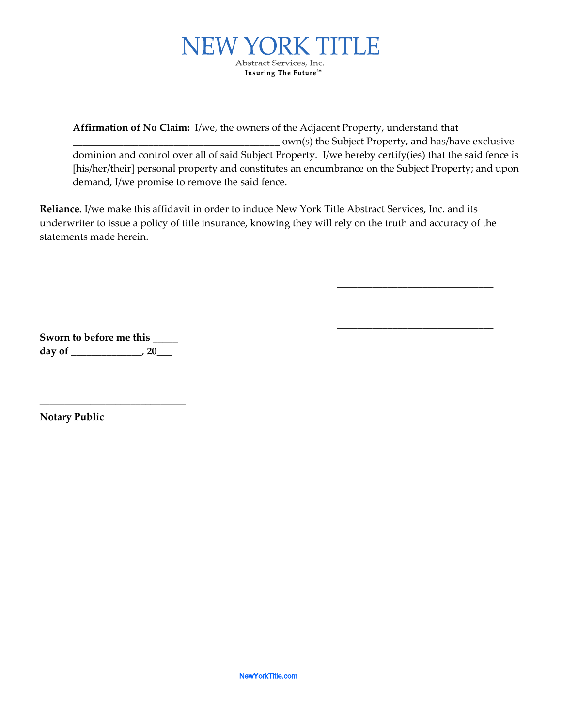**Affirmation of No Claim:** I/we, the owners of the Adjacent Property, understand that ________________________________________ own(s) the Subject Property, and has/have exclusive dominion and control over all of said Subject Property. I/we hereby certify(ies) that the said fence is [his/her/their] personal property and constitutes an encumbrance on the Subject Property; and upon demand, I/we promise to remove the said fence.

**Reliance.** I/we make this affidavit in order to induce New York Title Abstract Services, Inc. and its underwriter to issue a policy of title insurance, knowing they will rely on the truth and accuracy of the statements made herein.

______________________________

______________________________

**Sworn to before me this _____ day of ______________, 20___**

____________________________

**Notary Public**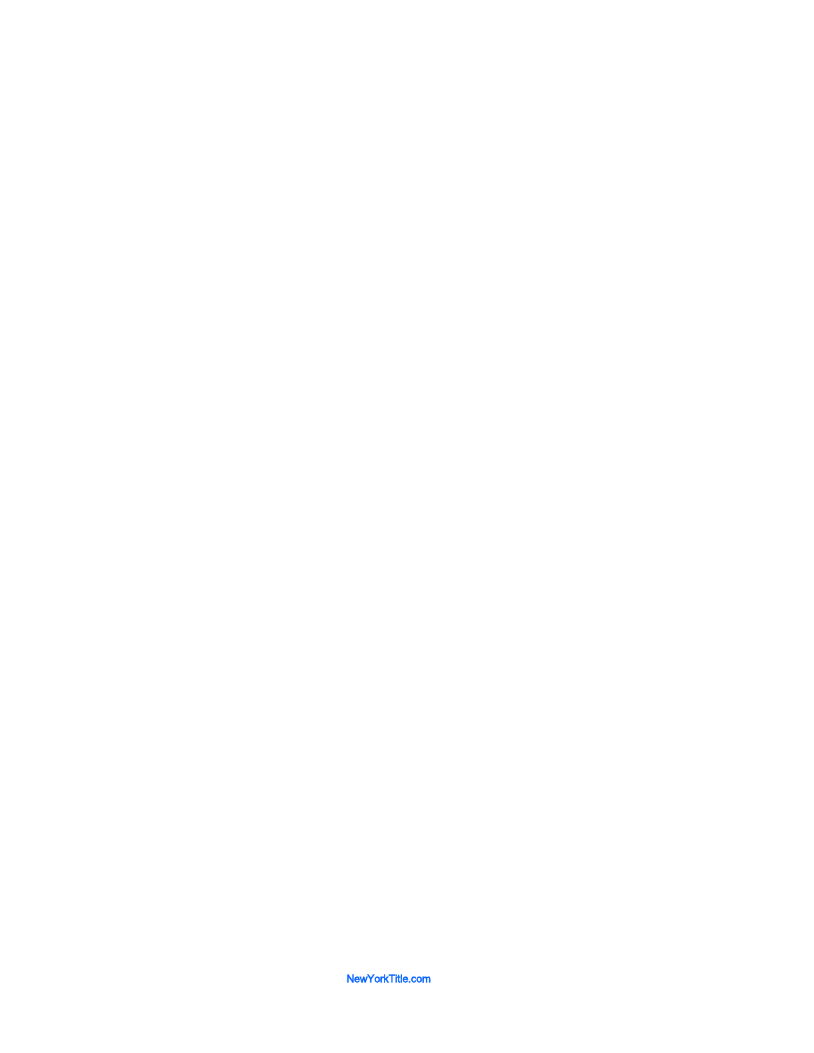NewYorkTitle.com